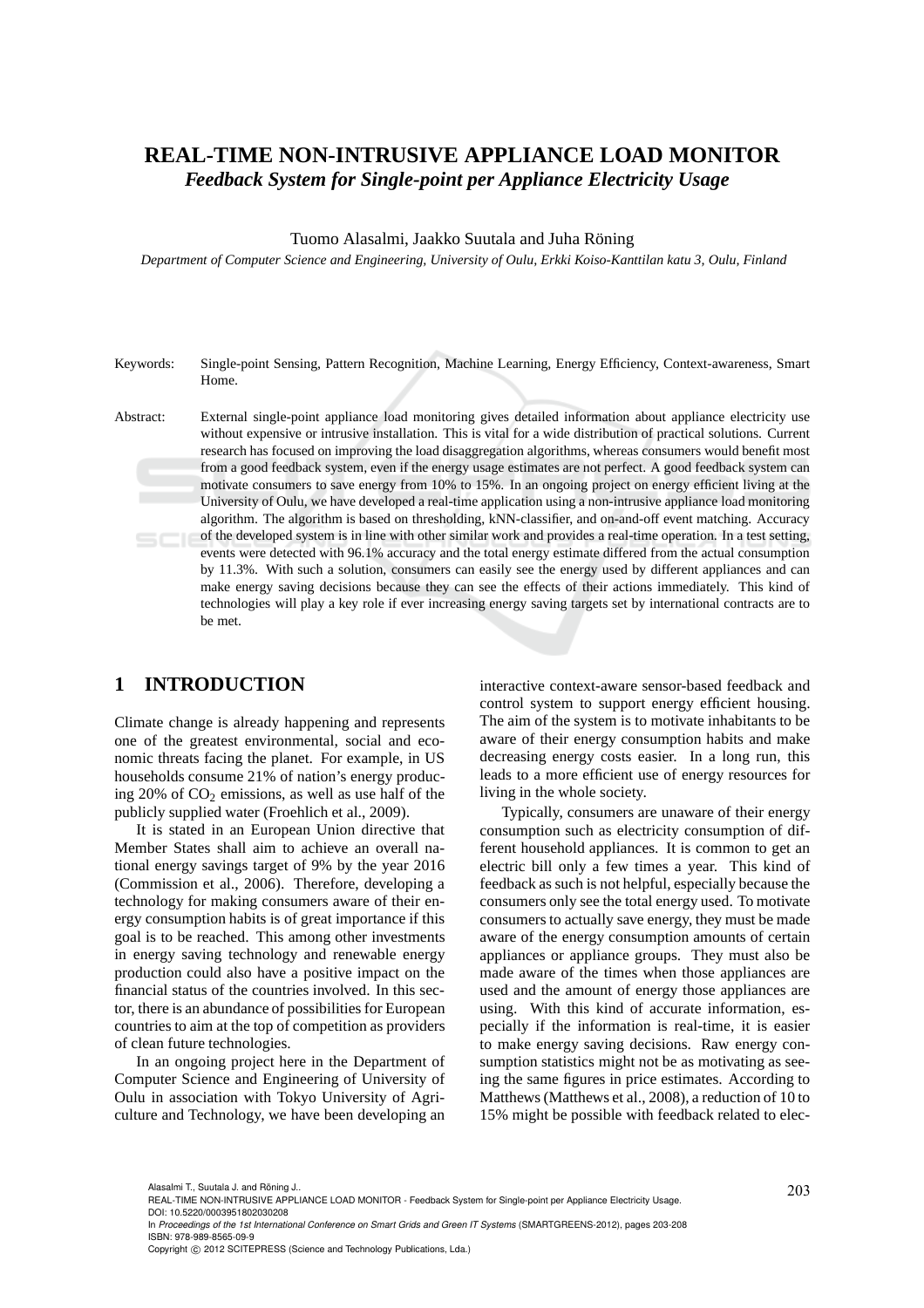# REAL-TIME NON-INTRUSIVE APPLIANCE LOAD MONITOR

## *Feedback System for Single-point per Appliance Electricity Usage*

Tuomo Alasalmi, Jaakko Suutala and Juha Röning

*Department of Computer Science and Engineering, University of Oulu, Erkki Koiso-Kanttilan katu 3, Oulu, Finland*

Keywords: Single-point Sensing, Pattern Recognition, Machine Learning, Energy Efficiency, Context-awareness, Smart Home.

Abstract: External single-point appliance load monitoring gives detailed information about appliance electricity use without expensive or intrusive installation. This is vital for a wide distribution of practical solutions. Current research has focused on improving the load disaggregation algorithms, whereas consumers would benefit most from a good feedback system, even if the energy usage estimates are not perfect. A good feedback system can motivate consumers to save energy from 10% to 15%. In an ongoing project on energy efficient living at the University of Oulu, we have developed a real-time application using a non-intrusive appliance load monitoring algorithm. The algorithm is based on thresholding, kNN-classifier, and on-and-off event matching. Accuracy of the developed system is in line with other similar work and provides a real-time operation. In a test setting, events were detected with 96.1% accuracy and the total energy estimate differed from the actual consumption by 11.3%. With such a solution, consumers can easily see the energy used by different appliances and can make energy saving decisions because they can see the effects of their actions immediately. This kind of technologies will play a key role if ever increasing energy saving targets set by international contracts are to be met.

## 1 INTRODUCTION

Climate change is already happening and represents one of the greatest environmental, social and economic threats facing the planet. For example, in US households consume 21% of nation's energy producing 20% of $CO_2$ emissions, as well as use half of the publicly supplied water (Froehlich et al., 2009).

It is stated in an European Union directive that Member States shall aim to achieve an overall national energy savings target of 9% by the year 2016 (Commission et al., 2006). Therefore, developing a technology for making consumers aware of their energy consumption habits is of great importance if this goal is to be reached. This among other investments in energy saving technology and renewable energy production could also have a positive impact on the financial status of the countries involved. In this sector, there is an abundance of possibilities for European countries to aim at the top of competition as providers of clean future technologies.

In an ongoing project here in the Department of Computer Science and Engineering of University of Oulu in association with Tokyo University of Agriculture and Technology, we have been developing an interactive context-aware sensor-based feedback and control system to support energy efficient housing. The aim of the system is to motivate inhabitants to be aware of their energy consumption habits and make decreasing energy costs easier. In a long run, this leads to a more efficient use of energy resources for living in the whole society.

Typically, consumers are unaware of their energy consumption such as electricity consumption of different household appliances. It is common to get an electric bill only a few times a year. This kind of feedback as such is not helpful, especially because the consumers only see the total energy used. To motivate consumers to actually save energy, they must be made aware of the energy consumption amounts of certain appliances or appliance groups. They must also be made aware of the times when those appliances are used and the amount of energy those appliances are using. With this kind of accurate information, especially if the information is real-time, it is easier to make energy saving decisions. Raw energy consumption statistics might not be as motivating as seeing the same figures in price estimates. According to Matthews (Matthews et al., 2008), a reduction of 10 to 15% might be possible with feedback related to elec-

Alasalmi T., Suutala J. and Röning J..
REAL-TIME NON-INTRUSIVE APPLIANCE LOAD MONITOR - Feedback System for Single-point per Appliance Electricity Usage.
DOI: 10.5220/0003951802030208
In *Proceedings of the 1st International Conference on Smart Grids and Green IT Systems* (SMARTGREENS-2012), pages 203-208
ISBN: 978-989-8565-09-9
Copyright © 2012 SCITEPRESS (Science and Technology Publications, Lda.)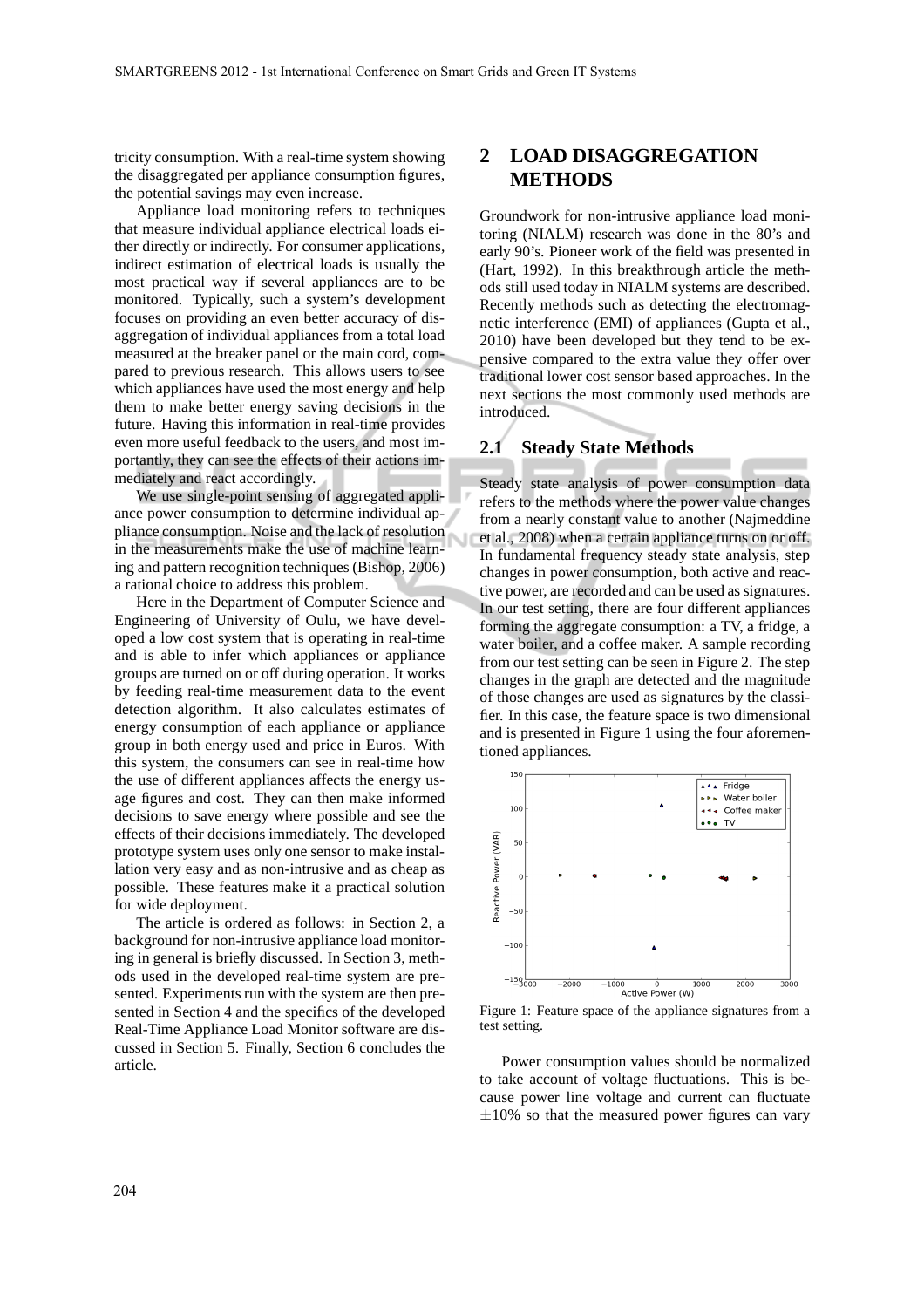tricity consumption. With a real-time system showing the disaggregated per appliance consumption figures, the potential savings may even increase.

Appliance load monitoring refers to techniques that measure individual appliance electrical loads either directly or indirectly. For consumer applications, indirect estimation of electrical loads is usually the most practical way if several appliances are to be monitored. Typically, such a system's development focuses on providing an even better accuracy of disaggregation of individual appliances from a total load measured at the breaker panel or the main cord, compared to previous research. This allows users to see which appliances have used the most energy and help them to make better energy saving decisions in the future. Having this information in real-time provides even more useful feedback to the users, and most importantly, they can see the effects of their actions immediately and react accordingly.

We use single-point sensing of aggregated appliance power consumption to determine individual appliance consumption. Noise and the lack of resolution in the measurements make the use of machine learning and pattern recognition techniques (Bishop, 2006) a rational choice to address this problem.

Here in the Department of Computer Science and Engineering of University of Oulu, we have developed a low cost system that is operating in real-time and is able to infer which appliances or appliance groups are turned on or off during operation. It works by feeding real-time measurement data to the event detection algorithm. It also calculates estimates of energy consumption of each appliance or appliance group in both energy used and price in Euros. With this system, the consumers can see in real-time how the use of different appliances affects the energy usage figures and cost. They can then make informed decisions to save energy where possible and see the effects of their decisions immediately. The developed prototype system uses only one sensor to make installation very easy and as non-intrusive and as cheap as possible. These features make it a practical solution for wide deployment.

The article is ordered as follows: in Section 2, a background for non-intrusive appliance load monitoring in general is briefly discussed. In Section 3, methods used in the developed real-time system are presented. Experiments run with the system are then presented in Section 4 and the specifics of the developed Real-Time Appliance Load Monitor software are discussed in Section 5. Finally, Section 6 concludes the article.

# 2 LOAD DISAGGREGATION METHODS

Groundwork for non-intrusive appliance load monitoring (NIALM) research was done in the 80's and early 90's. Pioneer work of the field was presented in (Hart, 1992). In this breakthrough article the methods still used today in NIALM systems are described. Recently methods such as detecting the electromagnetic interference (EMI) of appliances (Gupta et al., 2010) have been developed but they tend to be expensive compared to the extra value they offer over traditional lower cost sensor based approaches. In the next sections the most commonly used methods are introduced.

## 2.1 Steady State Methods

Steady state analysis of power consumption data refers to the methods where the power value changes from a nearly constant value to another (Najmeddine et al., 2008) when a certain appliance turns on or off. In fundamental frequency steady state analysis, step changes in power consumption, both active and reactive power, are recorded and can be used as signatures. In our test setting, there are four different appliances forming the aggregate consumption: a TV, a fridge, a water boiler, and a coffee maker. A sample recording from our test setting can be seen in Figure 2. The step changes in the graph are detected and the magnitude of those changes are used as signatures by the classifier. In this case, the feature space is two dimensional and is presented in Figure 1 using the four aforementioned appliances.

Figure 1: Feature space of the appliance signatures from a test setting.

Power consumption values should be normalized to take account of voltage fluctuations. This is because power line voltage and current can fluctuate $\pm 10\%$ so that the measured power figures can vary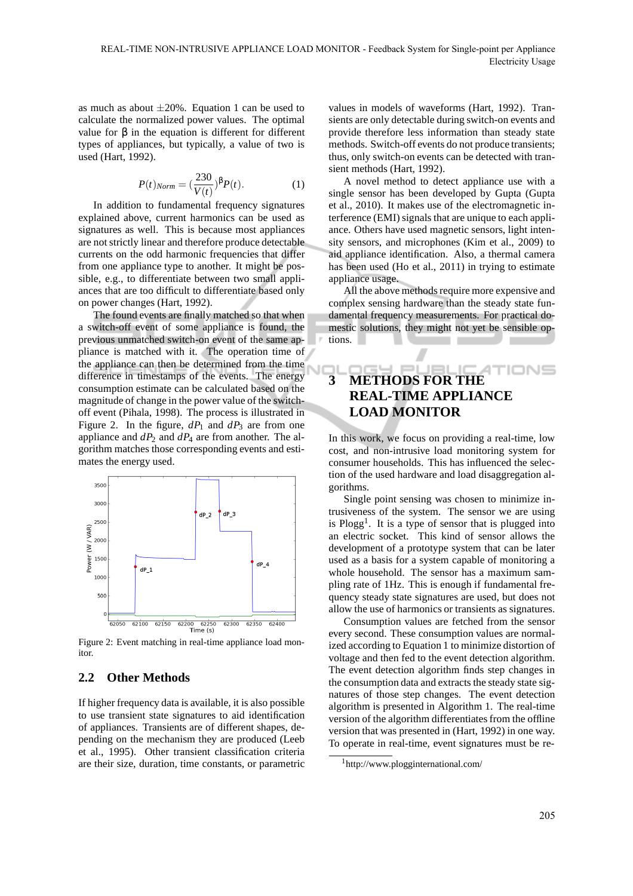as much as about ±20%. Equation 1 can be used to calculate the normalized power values. The optimal value for β in the equation is different for different types of appliances, but typically, a value of two is used (Hart, 1992).

$$P(t)_{Norm} = (\frac{230}{V(t)})^{\beta} P(t). \quad (1)$$

In addition to fundamental frequency signatures explained above, current harmonics can be used as signatures as well. This is because most appliances are not strictly linear and therefore produce detectable currents on the odd harmonic frequencies that differ from one appliance type to another. It might be possible, e.g., to differentiate between two small appliances that are too difficult to differentiate based only on power changes (Hart, 1992).

The found events are finally matched so that when a switch-off event of some appliance is found, the previous unmatched switch-on event of the same appliance is matched with it. The operation time of the appliance can then be determined from the time difference in timestamps of the events. The energy consumption estimate can be calculated based on the magnitude of change in the power value of the switch-off event (Pihala, 1998). The process is illustrated in Figure 2. In the figure, $dP_1$ and $dP_3$ are from one appliance and $dP_2$ and $dP_4$ are from another. The algorithm matches those corresponding events and estimates the energy used.

Figure 2: Event matching in real-time appliance load monitor.

## 2.2 Other Methods

If higher frequency data is available, it is also possible to use transient state signatures to aid identification of appliances. Transients are of different shapes, depending on the mechanism they are produced (Leeb et al., 1995). Other transient classification criteria are their size, duration, time constants, or parametric values in models of waveforms (Hart, 1992). Transients are only detectable during switch-on events and provide therefore less information than steady state methods. Switch-off events do not produce transients; thus, only switch-on events can be detected with transient methods (Hart, 1992).

A novel method to detect appliance use with a single sensor has been developed by Gupta (Gupta et al., 2010). It makes use of the electromagnetic interference (EMI) signals that are unique to each appliance. Others have used magnetic sensors, light intensity sensors, and microphones (Kim et al., 2009) to aid appliance identification. Also, a thermal camera has been used (Ho et al., 2011) in trying to estimate appliance usage.

All the above methods require more expensive and complex sensing hardware than the steady state fundamental frequency measurements. For practical domestic solutions, they might not yet be sensible options.

# 3 METHODS FOR THE REAL-TIME APPLIANCE LOAD MONITOR

In this work, we focus on providing a real-time, low cost, and non-intrusive load monitoring system for consumer households. This has influenced the selection of the used hardware and load disaggregation algorithms.

Single point sensing was chosen to minimize intrusiveness of the system. The sensor we are using is Plogg[1]. It is a type of sensor that is plugged into an electric socket. This kind of sensor allows the development of a prototype system that can be later used as a basis for a system capable of monitoring a whole household. The sensor has a maximum sampling rate of 1Hz. This is enough if fundamental frequency steady state signatures are used, but does not allow the use of harmonics or transients as signatures.

Consumption values are fetched from the sensor every second. These consumption values are normalized according to Equation 1 to minimize distortion of voltage and then fed to the event detection algorithm. The event detection algorithm finds step changes in the consumption data and extracts the steady state signatures of those step changes. The event detection algorithm is presented in Algorithm 1. The real-time version of the algorithm differentiates from the offline version that was presented in (Hart, 1992) in one way. To operate in real-time, event signatures must be re-

[1]http://www.plogginternational.com/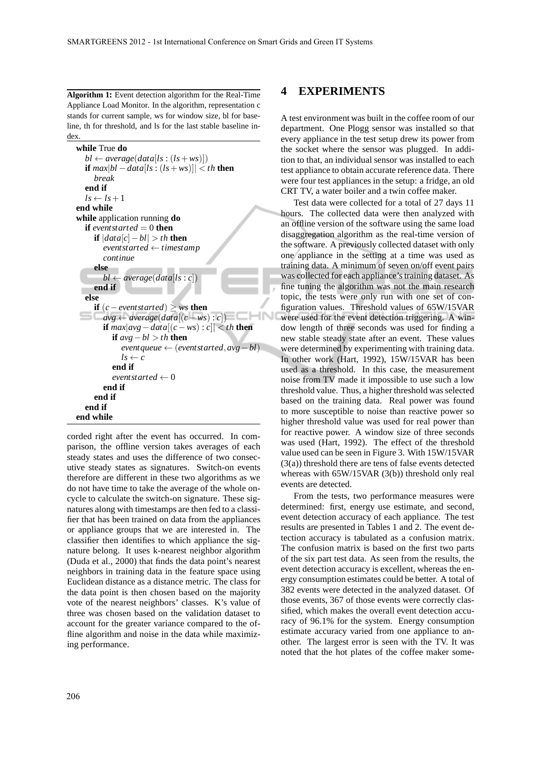**Algorithm 1:** Event detection algorithm for the Real-Time Appliance Load Monitor. In the algorithm, representation c stands for current sample, ws for window size, bl for baseline, th for threshold, and ls for the last stable baseline index.

```
while True do
    bl ← average(data[ls : (ls + ws)])
    if max|bl − data[ls : (ls + ws)]| < th then
        break
    end if
    ls ← ls + 1
end while
while application running do
    if eventstarted = 0 then
        if |data[c] − bl| > th then
            eventstarted ← timestamp
            continue
        else
            bl ← average(data[ls : c])
        end if
    else
        if (c − eventstarted) ≥ ws then
            avg ← average(data[(c − ws) : c])
            if max|avg − data[(c − ws) : c]| < th then
                if avg − bl > th then
                    eventqueue ← (eventstarted, avg − bl)
                    ls ← c
                end if
                eventstarted ← 0
            end if
        end if
    end if
end while
```

corded right after the event has occurred. In comparison, the offline version takes averages of each steady states and uses the difference of two consecutive steady states as signatures. Switch-on events therefore are different in these two algorithms as we do not have time to take the average of the whole on-cycle to calculate the switch-on signature. These signatures along with timestamps are then fed to a classifier that has been trained on data from the appliances or appliance groups that we are interested in. The classifier then identifies to which appliance the signature belong. It uses k-nearest neighbor algorithm (Duda et al., 2000) that finds the data point's nearest neighbors in training data in the feature space using Euclidean distance as a distance metric. The class for the data point is then chosen based on the majority vote of the nearest neighbors' classes. K's value of three was chosen based on the validation dataset to account for the greater variance compared to the offline algorithm and noise in the data while maximizing performance.

## 4 EXPERIMENTS

A test environment was built in the coffee room of our department. One Plogg sensor was installed so that every appliance in the test setup drew its power from the socket where the sensor was plugged. In addition to that, an individual sensor was installed to each test appliance to obtain accurate reference data. There were four test appliances in the setup: a fridge, an old CRT TV, a water boiler and a twin coffee maker.

Test data were collected for a total of 27 days 11 hours. The collected data were then analyzed with an offline version of the software using the same load disaggregation algorithm as the real-time version of the software. A previously collected dataset with only one appliance in the setting at a time was used as training data. A minimum of seven on/off event pairs was collected for each appliance's training dataset. As fine tuning the algorithm was not the main research topic, the tests were only run with one set of configuration values. Threshold values of 65W/15VAR were used for the event detection triggering. A window length of three seconds was used for finding a new stable steady state after an event. These values were determined by experimenting with training data. In other work (Hart, 1992), 15W/15VAR has been used as a threshold. In this case, the measurement noise from TV made it impossible to use such a low threshold value. Thus, a higher threshold was selected based on the training data. Real power was found to more susceptible to noise than reactive power so higher threshold value was used for real power than for reactive power. A window size of three seconds was used (Hart, 1992). The effect of the threshold value used can be seen in Figure 3. With 15W/15VAR (3(a)) threshold there are tens of false events detected whereas with 65W/15VAR (3(b)) threshold only real events are detected.

From the tests, two performance measures were determined: first, energy use estimate, and second, event detection accuracy of each appliance. The test results are presented in Tables 1 and 2. The event detection accuracy is tabulated as a confusion matrix. The confusion matrix is based on the first two parts of the six part test data. As seen from the results, the event detection accuracy is excellent, whereas the energy consumption estimates could be better. A total of 382 events were detected in the analyzed dataset. Of those events, 367 of those events were correctly classified, which makes the overall event detection accuracy of 96.1% for the system. Energy consumption estimate accuracy varied from one appliance to another. The largest error is seen with the TV. It was noted that the hot plates of the coffee maker some-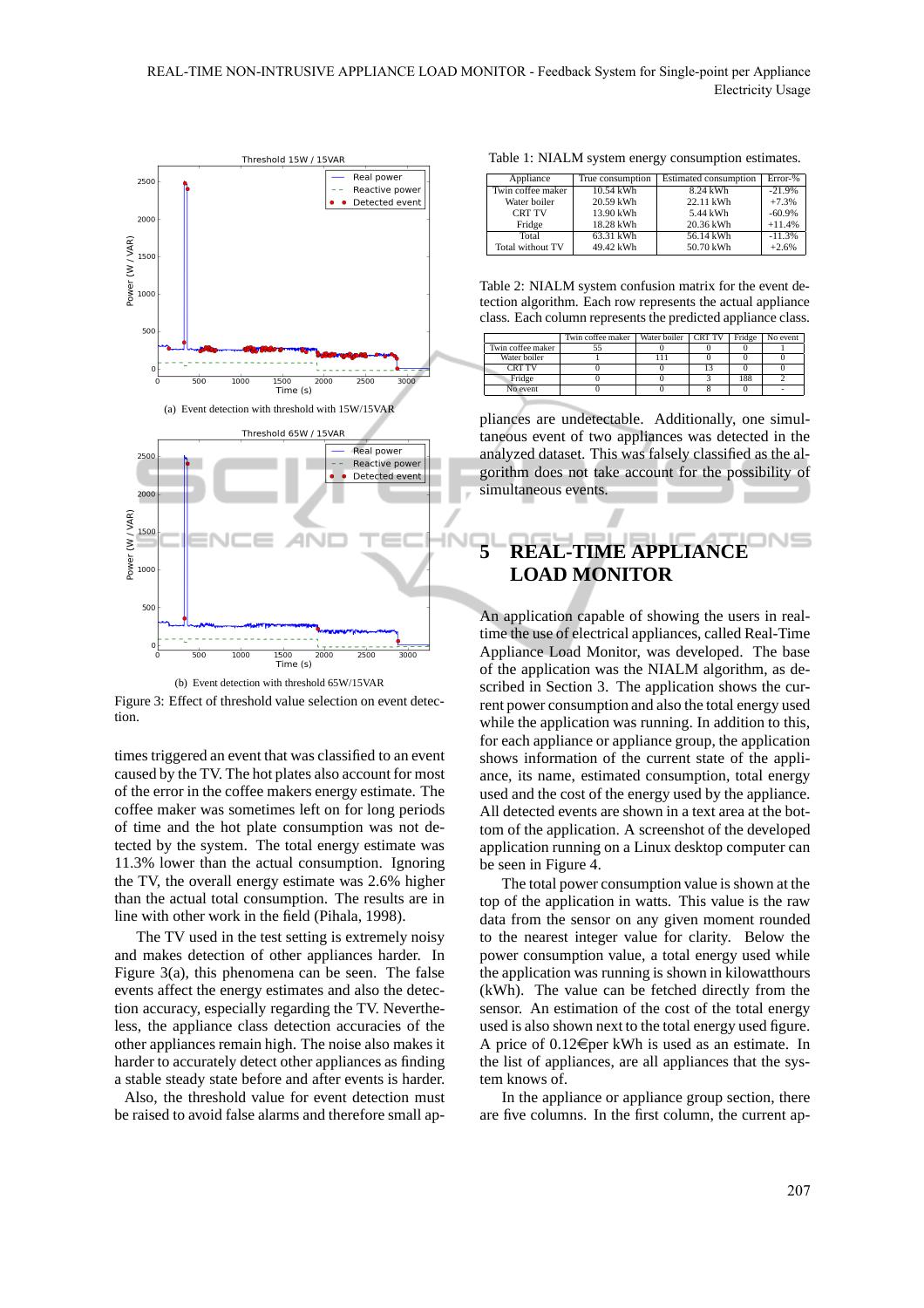(a) Event detection with threshold with 15W/15VAR

(b) Event detection with threshold 65W/15VAR

Figure 3: Effect of threshold value selection on event detection.

times triggered an event that was classified to an event caused by the TV. The hot plates also account for most of the error in the coffee makers energy estimate. The coffee maker was sometimes left on for long periods of time and the hot plate consumption was not detected by the system. The total energy estimate was 11.3% lower than the actual consumption. Ignoring the TV, the overall energy estimate was 2.6% higher than the actual total consumption. The results are in line with other work in the field (Pihala, 1998).

The TV used in the test setting is extremely noisy and makes detection of other appliances harder. In Figure 3(a), this phenomena can be seen. The false events affect the energy estimates and also the detection accuracy, especially regarding the TV. Nevertheless, the appliance class detection accuracies of the other appliances remain high. The noise also makes it harder to accurately detect other appliances as finding a stable steady state before and after events is harder. Also, the threshold value for event detection must be raised to avoid false alarms and therefore small appliances are undetectable. Additionally, one simultaneous event of two appliances was detected in the analyzed dataset. This was falsely classified as the algorithm does not take account for the possibility of simultaneous events.

Table 1: NIALM system energy consumption estimates.

| Appliance | True consumption | Estimated consumption | Error-% |
|---|---|---|---|
| Twin coffee maker | 10.54 kWh | 8.24 kWh | -21.9% |
| Water boiler | 20.59 kWh | 22.11 kWh | +7.3% |
| CRT TV | 13.90 kWh | 5.44 kWh | -60.9% |
| Fridge | 18.28 kWh | 20.36 kWh | +11.4% |
| Total | 63.31 kWh | 56.14 kWh | -11.3% |
| Total without TV | 49.42 kWh | 50.70 kWh | +2.6% |

Table 2: NIALM system confusion matrix for the event detection algorithm. Each row represents the actual appliance class. Each column represents the predicted appliance class.

| | Twin coffee maker | Water boiler | CRT TV | Fridge | No event |
|---|---|---|---|---|---|
| Twin coffee maker | 55 | 0 | 0 | 0 | 1 |
| Water boiler | 1 | 111 | 0 | 0 | 0 |
| CRT TV | 0 | 0 | 13 | 0 | 0 |
| Fridge | 0 | 0 | 3 | 188 | 2 |
| No event | 0 | 0 | 8 | 0 | - |

## 5 REAL-TIME APPLIANCE LOAD MONITOR

An application capable of showing the users in real-time the use of electrical appliances, called Real-Time Appliance Load Monitor, was developed. The base of the application was the NIALM algorithm, as described in Section 3. The application shows the current power consumption and also the total energy used while the application was running. In addition to this, for each appliance or appliance group, the application shows information of the current state of the appliance, its name, estimated consumption, total energy used and the cost of the energy used by the appliance. All detected events are shown in a text area at the bottom of the application. A screenshot of the developed application running on a Linux desktop computer can be seen in Figure 4.

The total power consumption value is shown at the top of the application in watts. This value is the raw data from the sensor on any given moment rounded to the nearest integer value for clarity. Below the power consumption value, a total energy used while the application was running is shown in kilowatthours (kWh). The value can be fetched directly from the sensor. An estimation of the cost of the total energy used is also shown next to the total energy used figure. A price of 0.12€per kWh is used as an estimate. In the list of appliances, are all appliances that the system knows of.

In the appliance or appliance group section, there are five columns. In the first column, the current ap-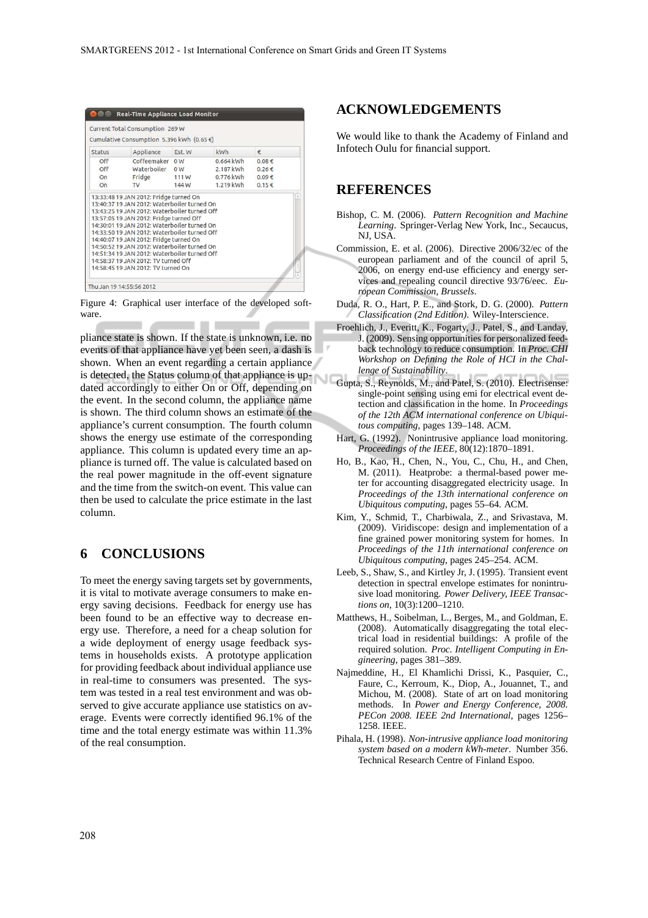Figure 4: Graphical user interface of the developed software.

pliance state is shown. If the state is unknown, i.e. no events of that appliance have yet been seen, a dash is shown. When an event regarding a certain appliance is detected, the Status column of that appliance is updated accordingly to either On or Off, depending on the event. In the second column, the appliance name is shown. The third column shows an estimate of the appliance's current consumption. The fourth column shows the energy use estimate of the corresponding appliance. This column is updated every time an appliance is turned off. The value is calculated based on the real power magnitude in the off-event signature and the time from the switch-on event. This value can then be used to calculate the price estimate in the last column.

## 6 CONCLUSIONS

To meet the energy saving targets set by governments, it is vital to motivate average consumers to make energy saving decisions. Feedback for energy use has been found to be an effective way to decrease energy use. Therefore, a need for a cheap solution for a wide deployment of energy usage feedback systems in households exists. A prototype application for providing feedback about individual appliance use in real-time to consumers was presented. The system was tested in a real test environment and was observed to give accurate appliance use statistics on average. Events were correctly identified 96.1% of the time and the total energy estimate was within 11.3% of the real consumption.

## ACKNOWLEDGEMENTS

We would like to thank the Academy of Finland and Infotech Oulu for financial support.

## REFERENCES

Bishop, C. M. (2006). *Pattern Recognition and Machine Learning*. Springer-Verlag New York, Inc., Secaucus, NJ, USA.

Commission, E. et al. (2006). Directive 2006/32/ec of the european parliament and of the council of april 5, 2006, on energy end-use efficiency and energy services and repealing council directive 93/76/eec. *European Commission, Brussels*.

Duda, R. O., Hart, P. E., and Stork, D. G. (2000). *Pattern Classification (2nd Edition)*. Wiley-Interscience.

Froehlich, J., Everitt, K., Fogarty, J., Patel, S., and Landay, J. (2009). Sensing opportunities for personalized feedback technology to reduce consumption. In *Proc. CHI Workshop on Defining the Role of HCI in the Challenge of Sustainability*.

Gupta, S., Reynolds, M., and Patel, S. (2010). Electrisense: single-point sensing using emi for electrical event detection and classification in the home. In *Proceedings of the 12th ACM international conference on Ubiquitous computing*, pages 139–148. ACM.

Hart, G. (1992). Nonintrusive appliance load monitoring. *Proceedings of the IEEE*, 80(12):1870–1891.

Ho, B., Kao, H., Chen, N., You, C., Chu, H., and Chen, M. (2011). Heatprobe: a thermal-based power meter for accounting disaggregated electricity usage. In *Proceedings of the 13th international conference on Ubiquitous computing*, pages 55–64. ACM.

Kim, Y., Schmid, T., Charbiwala, Z., and Srivastava, M. (2009). Viridiscope: design and implementation of a fine grained power monitoring system for homes. In *Proceedings of the 11th international conference on Ubiquitous computing*, pages 245–254. ACM.

Leeb, S., Shaw, S., and Kirtley Jr, J. (1995). Transient event detection in spectral envelope estimates for nonintrusive load monitoring. *Power Delivery, IEEE Transactions on*, 10(3):1200–1210.

Matthews, H., Soibelman, L., Berges, M., and Goldman, E. (2008). Automatically disaggregating the total electrical load in residential buildings: A profile of the required solution. *Proc. Intelligent Computing in Engineering*, pages 381–389.

Najmeddine, H., El Khamlichi Drissi, K., Pasquier, C., Faure, C., Kerroum, K., Diop, A., Jouannet, T., and Michou, M. (2008). State of art on load monitoring methods. In *Power and Energy Conference, 2008. PECon 2008. IEEE 2nd International*, pages 1256–1258. IEEE.

Pihala, H. (1998). *Non-intrusive appliance load monitoring system based on a modern kWh-meter*. Number 356. Technical Research Centre of Finland Espoo.